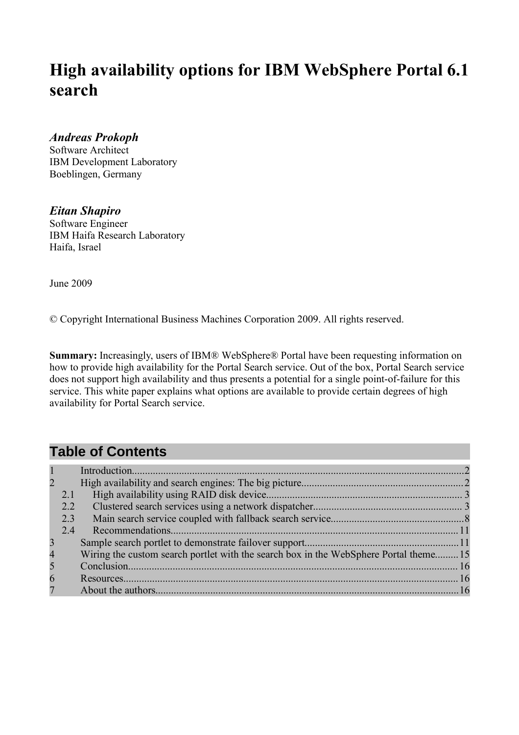# High availability options for IBM WebSphere Portal 6.1 search

***Andreas Prokoph***
Software Architect
IBM Development Laboratory
Boeblingen, Germany

***Eitan Shapiro***
Software Engineer
IBM Haifa Research Laboratory
Haifa, Israel

June 2009

© Copyright International Business Machines Corporation 2009. All rights reserved.

**Summary:** Increasingly, users of IBM® WebSphere® Portal have been requesting information on how to provide high availability for the Portal Search service. Out of the box, Portal Search service does not support high availability and thus presents a potential for a single point-of-failure for this service. This white paper explains what options are available to provide certain degrees of high availability for Portal Search service.

## Table of Contents

1 Introduction....2
2 High availability and search engines: The big picture....2
  2.1 High availability using RAID disk device....3
  2.2 Clustered search services using a network dispatcher....3
  2.3 Main search service coupled with fallback search service....8
  2.4 Recommendations....11
3 Sample search portlet to demonstrate failover support....11
4 Wiring the custom search portlet with the search box in the WebSphere Portal theme....15
5 Conclusion....16
6 Resources....16
7 About the authors....16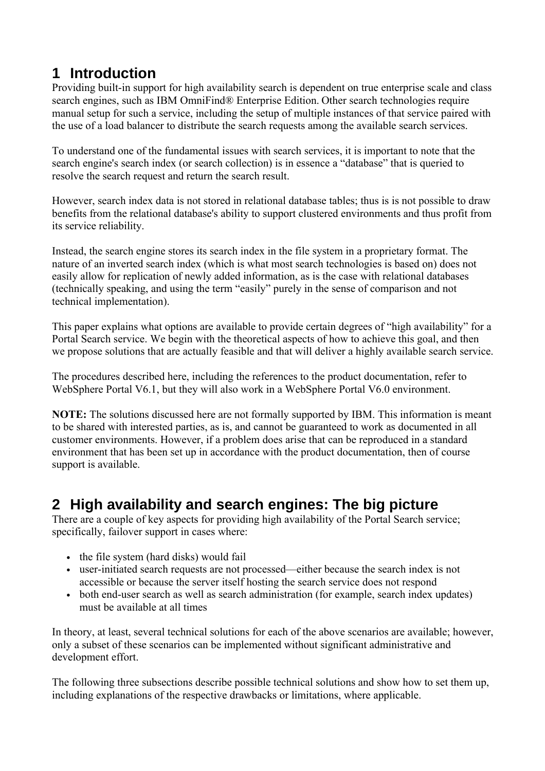# 1 Introduction

Providing built-in support for high availability search is dependent on true enterprise scale and class search engines, such as IBM OmniFind® Enterprise Edition. Other search technologies require manual setup for such a service, including the setup of multiple instances of that service paired with the use of a load balancer to distribute the search requests among the available search services.

To understand one of the fundamental issues with search services, it is important to note that the search engine's search index (or search collection) is in essence a “database” that is queried to resolve the search request and return the search result.

However, search index data is not stored in relational database tables; thus is is not possible to draw benefits from the relational database's ability to support clustered environments and thus profit from its service reliability.

Instead, the search engine stores its search index in the file system in a proprietary format. The nature of an inverted search index (which is what most search technologies is based on) does not easily allow for replication of newly added information, as is the case with relational databases (technically speaking, and using the term “easily” purely in the sense of comparison and not technical implementation).

This paper explains what options are available to provide certain degrees of “high availability” for a Portal Search service. We begin with the theoretical aspects of how to achieve this goal, and then we propose solutions that are actually feasible and that will deliver a highly available search service.

The procedures described here, including the references to the product documentation, refer to WebSphere Portal V6.1, but they will also work in a WebSphere Portal V6.0 environment.

**NOTE:** The solutions discussed here are not formally supported by IBM. This information is meant to be shared with interested parties, as is, and cannot be guaranteed to work as documented in all customer environments. However, if a problem does arise that can be reproduced in a standard environment that has been set up in accordance with the product documentation, then of course support is available.

# 2 High availability and search engines: The big picture

There are a couple of key aspects for providing high availability of the Portal Search service; specifically, failover support in cases where:

- the file system (hard disks) would fail
- user-initiated search requests are not processed—either because the search index is not accessible or because the server itself hosting the search service does not respond
- both end-user search as well as search administration (for example, search index updates) must be available at all times

In theory, at least, several technical solutions for each of the above scenarios are available; however, only a subset of these scenarios can be implemented without significant administrative and development effort.

The following three subsections describe possible technical solutions and show how to set them up, including explanations of the respective drawbacks or limitations, where applicable.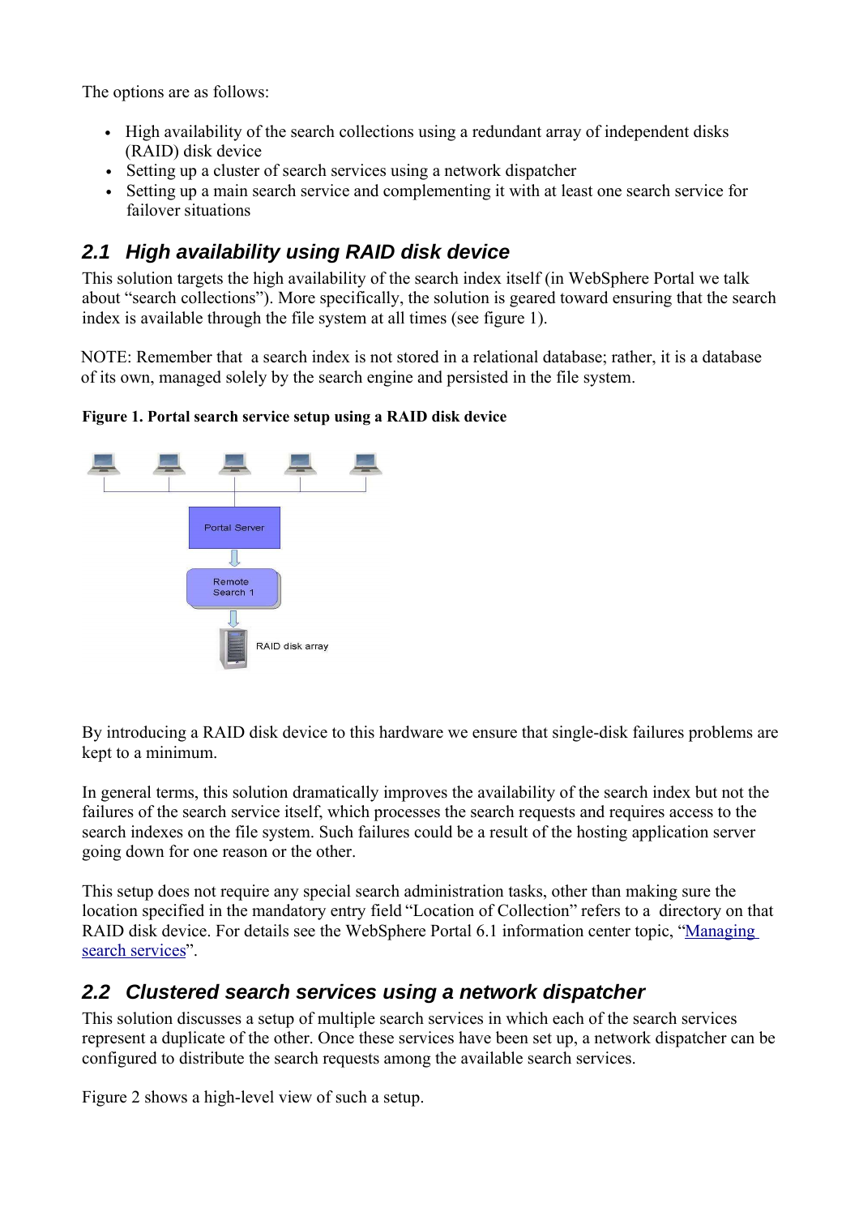The options are as follows:

- High availability of the search collections using a redundant array of independent disks (RAID) disk device
- Setting up a cluster of search services using a network dispatcher
- Setting up a main search service and complementing it with at least one search service for failover situations

## 2.1 High availability using RAID disk device

This solution targets the high availability of the search index itself (in WebSphere Portal we talk about “search collections”). More specifically, the solution is geared toward ensuring that the search index is available through the file system at all times (see figure 1).

NOTE: Remember that a search index is not stored in a relational database; rather, it is a database of its own, managed solely by the search engine and persisted in the file system.

**Figure 1. Portal search service setup using a RAID disk device**

Portal Server

Remote Search 1

RAID disk array

By introducing a RAID disk device to this hardware we ensure that single-disk failures problems are kept to a minimum.

In general terms, this solution dramatically improves the availability of the search index but not the failures of the search service itself, which processes the search requests and requires access to the search indexes on the file system. Such failures could be a result of the hosting application server going down for one reason or the other.

This setup does not require any special search administration tasks, other than making sure the location specified in the mandatory entry field “Location of Collection” refers to a directory on that RAID disk device. For details see the WebSphere Portal 6.1 information center topic, “Managing search services”.

## 2.2 Clustered search services using a network dispatcher

This solution discusses a setup of multiple search services in which each of the search services represent a duplicate of the other. Once these services have been set up, a network dispatcher can be configured to distribute the search requests among the available search services.

Figure 2 shows a high-level view of such a setup.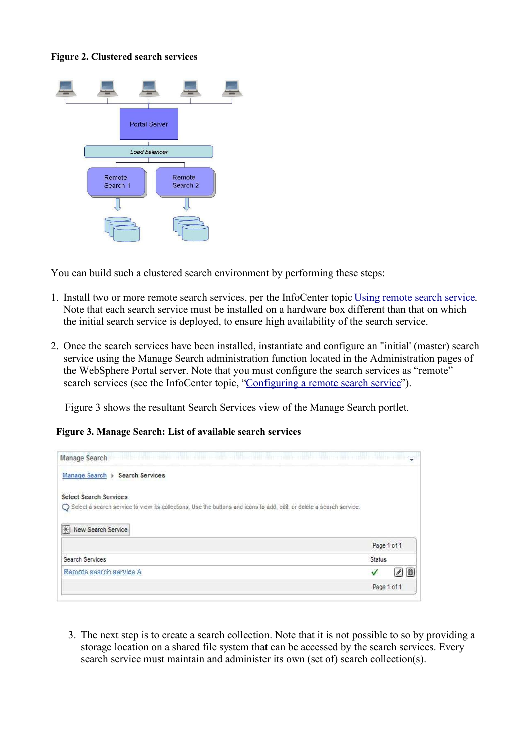**Figure 2. Clustered search services**

You can build such a clustered search environment by performing these steps:

1. Install two or more remote search services, per the InfoCenter topic Using remote search service. Note that each search service must be installed on a hardware box different than that on which the initial search service is deployed, to ensure high availability of the search service.

2. Once the search services have been installed, instantiate and configure an "initial' (master) search service using the Manage Search administration function located in the Administration pages of the WebSphere Portal server. Note that you must configure the search services as "remote" search services (see the InfoCenter topic, "Configuring a remote search service").

   Figure 3 shows the resultant Search Services view of the Manage Search portlet.

**Figure 3. Manage Search: List of available search services**

3. The next step is to create a search collection. Note that it is not possible to so by providing a storage location on a shared file system that can be accessed by the search services. Every search service must maintain and administer its own (set of) search collection(s).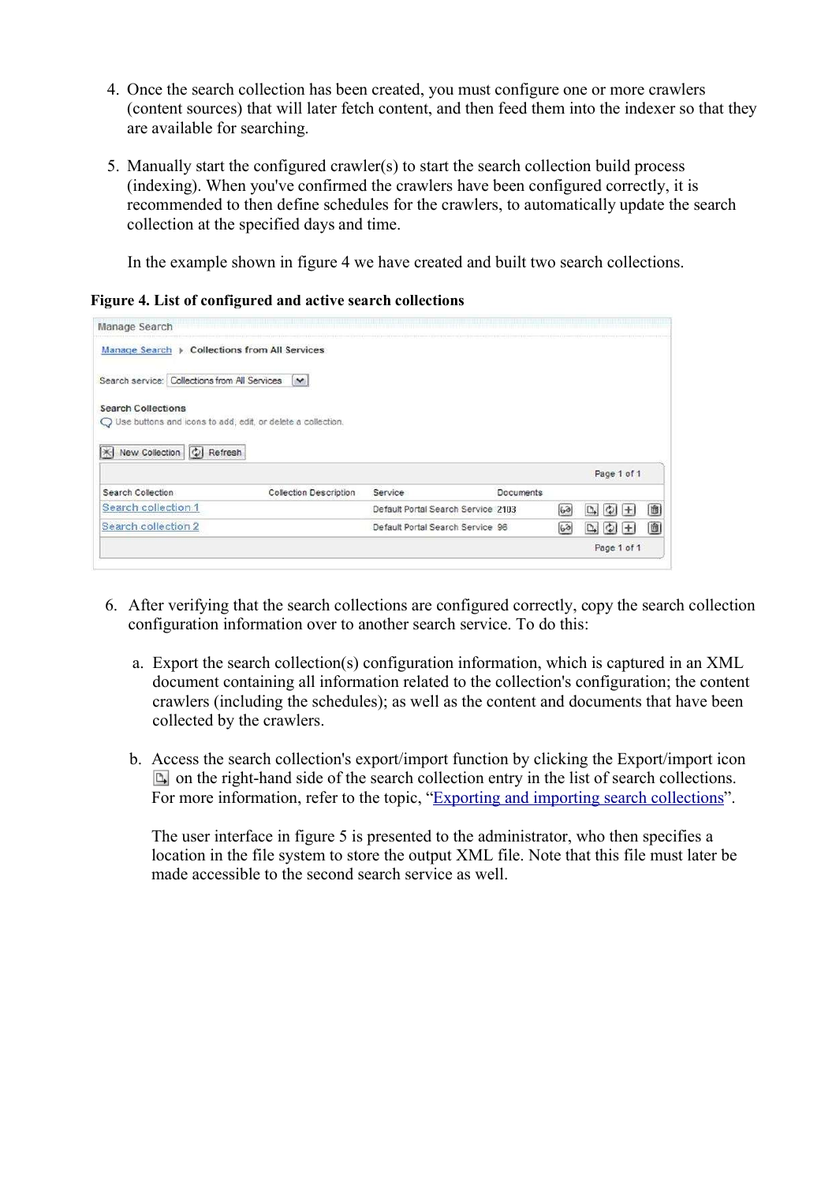4. Once the search collection has been created, you must configure one or more crawlers (content sources) that will later fetch content, and then feed them into the indexer so that they are available for searching.

5. Manually start the configured crawler(s) to start the search collection build process (indexing). When you've confirmed the crawlers have been configured correctly, it is recommended to then define schedules for the crawlers, to automatically update the search collection at the specified days and time.

   In the example shown in figure 4 we have created and built two search collections.

**Figure 4. List of configured and active search collections**

Manage Search

Manage Search ▸ Collections from All Services

Search service: Collections from All Services

**Search Collections**

Use buttons and icons to add, edit, or delete a collection.

New Collection | Refresh

Page 1 of 1

| Search Collection | Collection Description | Service | Documents |
|---|---|---|---|
| Search collection 1 | | Default Portal Search Service | 2103 |
| Search collection 2 | | Default Portal Search Service | 98 |

Page 1 of 1

6. After verifying that the search collections are configured correctly, copy the search collection configuration information over to another search service. To do this:

   a. Export the search collection(s) configuration information, which is captured in an XML document containing all information related to the collection's configuration; the content crawlers (including the schedules); as well as the content and documents that have been collected by the crawlers.

   b. Access the search collection's export/import function by clicking the Export/import icon on the right-hand side of the search collection entry in the list of search collections. For more information, refer to the topic, "Exporting and importing search collections".

   The user interface in figure 5 is presented to the administrator, who then specifies a location in the file system to store the output XML file. Note that this file must later be made accessible to the second search service as well.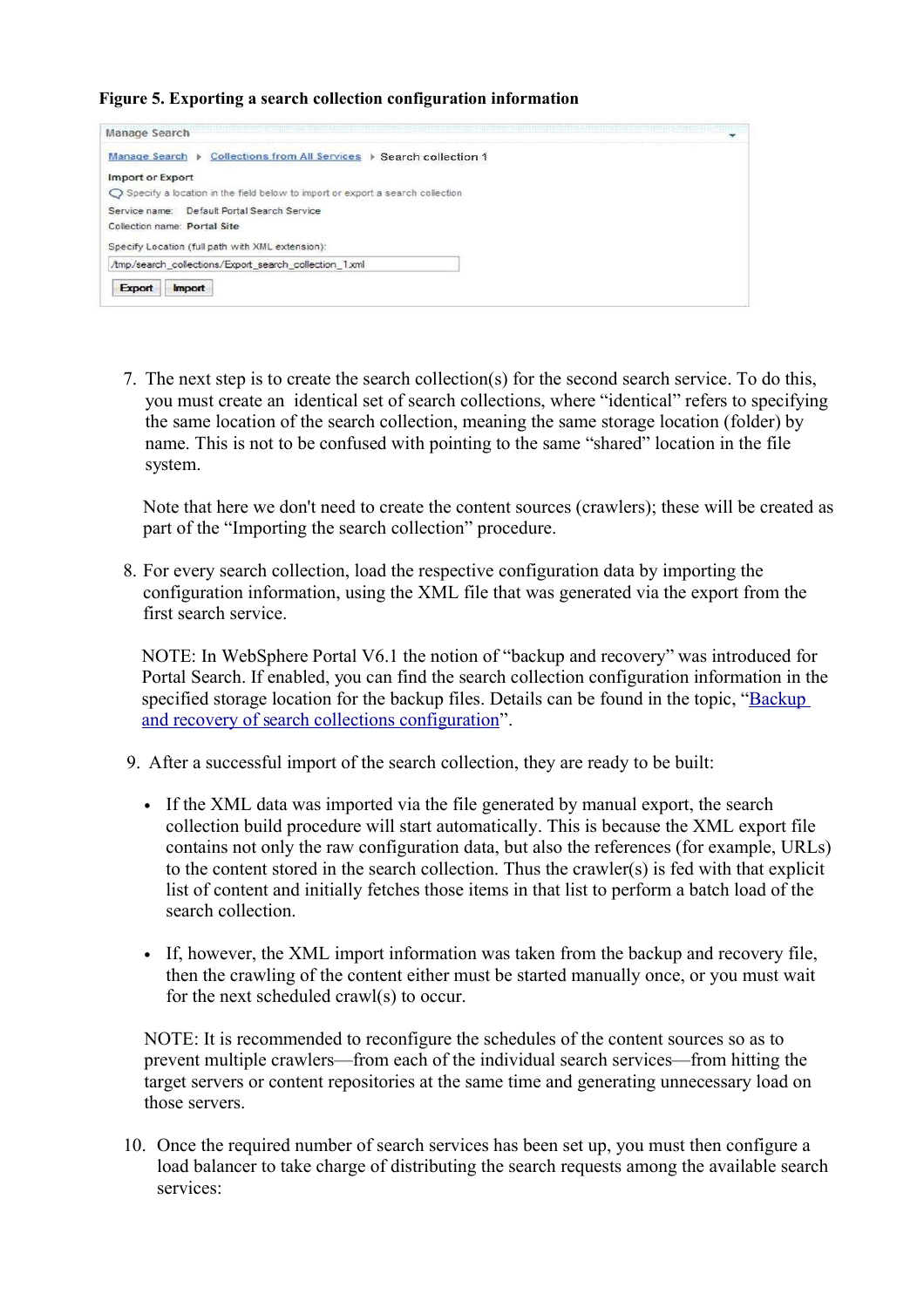**Figure 5. Exporting a search collection configuration information**

Manage Search

Manage Search ▸ Collections from All Services ▸ Search collection 1

Import or Export

Specify a location in the field below to import or export a search collection

Service name: Default Portal Search Service

Collection name: Portal Site

Specify Location (full path with XML extension):

/tmp/search_collections/Export_search_collection_1.xml

Export Import

7. The next step is to create the search collection(s) for the second search service. To do this, you must create an identical set of search collections, where "identical" refers to specifying the same location of the search collection, meaning the same storage location (folder) by name. This is not to be confused with pointing to the same "shared" location in the file system.

   Note that here we don't need to create the content sources (crawlers); these will be created as part of the "Importing the search collection" procedure.

8. For every search collection, load the respective configuration data by importing the configuration information, using the XML file that was generated via the export from the first search service.

   NOTE: In WebSphere Portal V6.1 the notion of "backup and recovery" was introduced for Portal Search. If enabled, you can find the search collection configuration information in the specified storage location for the backup files. Details can be found in the topic, "Backup and recovery of search collections configuration".

9. After a successful import of the search collection, they are ready to be built:

   - If the XML data was imported via the file generated by manual export, the search collection build procedure will start automatically. This is because the XML export file contains not only the raw configuration data, but also the references (for example, URLs) to the content stored in the search collection. Thus the crawler(s) is fed with that explicit list of content and initially fetches those items in that list to perform a batch load of the search collection.

   - If, however, the XML import information was taken from the backup and recovery file, then the crawling of the content either must be started manually once, or you must wait for the next scheduled crawl(s) to occur.

   NOTE: It is recommended to reconfigure the schedules of the content sources so as to prevent multiple crawlers—from each of the individual search services—from hitting the target servers or content repositories at the same time and generating unnecessary load on those servers.

10. Once the required number of search services has been set up, you must then configure a load balancer to take charge of distributing the search requests among the available search services: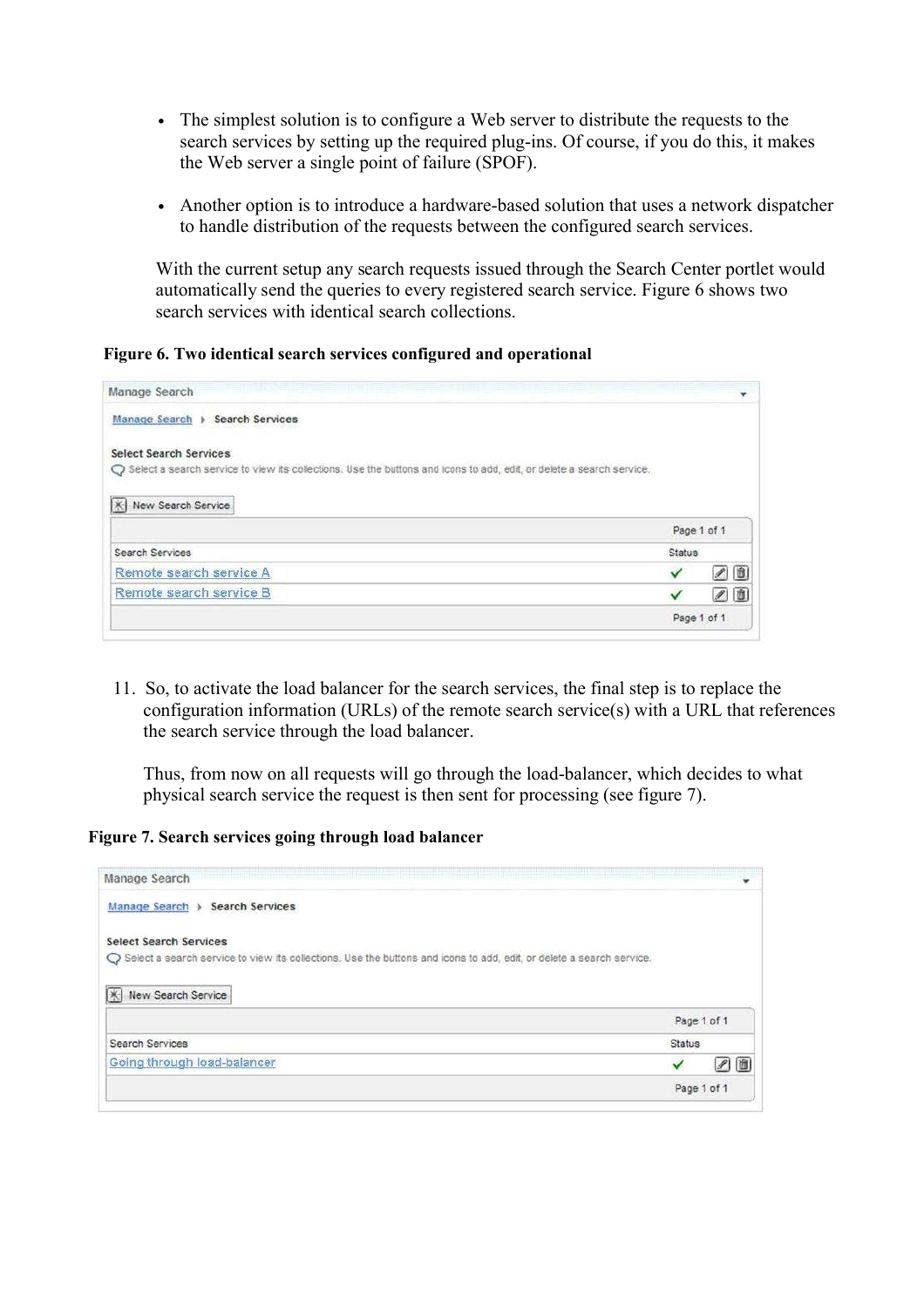- The simplest solution is to configure a Web server to distribute the requests to the search services by setting up the required plug-ins. Of course, if you do this, it makes the Web server a single point of failure (SPOF).

- Another option is to introduce a hardware-based solution that uses a network dispatcher to handle distribution of the requests between the configured search services.

With the current setup any search requests issued through the Search Center portlet would automatically send the queries to every registered search service. Figure 6 shows two search services with identical search collections.

**Figure 6. Two identical search services configured and operational**

Manage Search

Manage Search ▸ Search Services

Select Search Services

Select a search service to view its collections. Use the buttons and icons to add, edit, or delete a search service.

New Search Service

Page 1 of 1

| Search Services | Status |
| --- | --- |
| Remote search service A | ✓ |
| Remote search service B | ✓ |

Page 1 of 1

11. So, to activate the load balancer for the search services, the final step is to replace the configuration information (URLs) of the remote search service(s) with a URL that references the search service through the load balancer.

    Thus, from now on all requests will go through the load-balancer, which decides to what physical search service the request is then sent for processing (see figure 7).

**Figure 7. Search services going through load balancer**

Manage Search

Manage Search ▸ Search Services

Select Search Services

Select a search service to view its collections. Use the buttons and icons to add, edit, or delete a search service.

New Search Service

Page 1 of 1

| Search Services | Status |
| --- | --- |
| Going through load-balancer | ✓ |

Page 1 of 1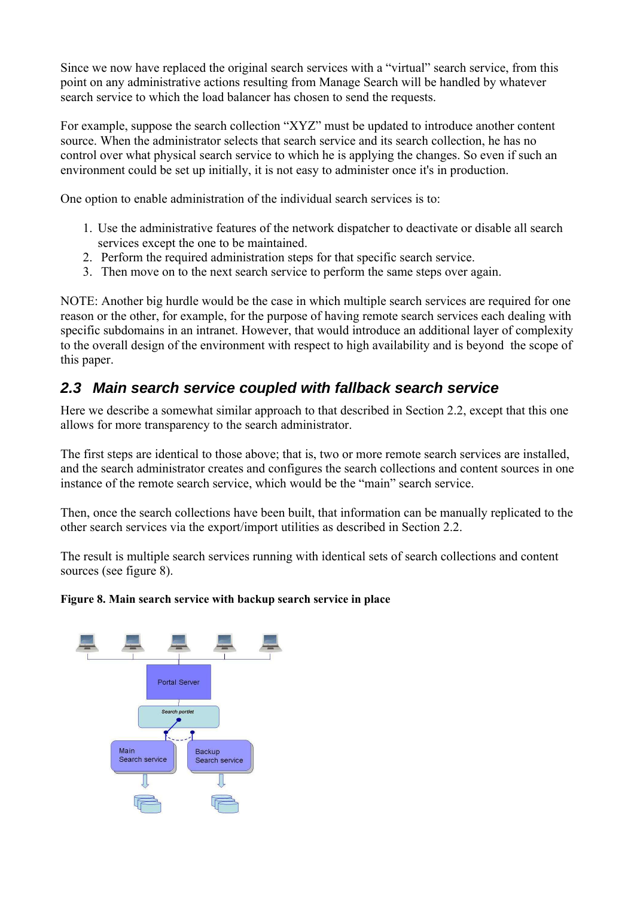Since we now have replaced the original search services with a “virtual” search service, from this point on any administrative actions resulting from Manage Search will be handled by whatever search service to which the load balancer has chosen to send the requests.

For example, suppose the search collection “XYZ” must be updated to introduce another content source. When the administrator selects that search service and its search collection, he has no control over what physical search service to which he is applying the changes. So even if such an environment could be set up initially, it is not easy to administer once it's in production.

One option to enable administration of the individual search services is to:

1. Use the administrative features of the network dispatcher to deactivate or disable all search services except the one to be maintained.
2. Perform the required administration steps for that specific search service.
3. Then move on to the next search service to perform the same steps over again.

NOTE: Another big hurdle would be the case in which multiple search services are required for one reason or the other, for example, for the purpose of having remote search services each dealing with specific subdomains in an intranet. However, that would introduce an additional layer of complexity to the overall design of the environment with respect to high availability and is beyond the scope of this paper.

## 2.3 Main search service coupled with fallback search service

Here we describe a somewhat similar approach to that described in Section 2.2, except that this one allows for more transparency to the search administrator.

The first steps are identical to those above; that is, two or more remote search services are installed, and the search administrator creates and configures the search collections and content sources in one instance of the remote search service, which would be the “main” search service.

Then, once the search collections have been built, that information can be manually replicated to the other search services via the export/import utilities as described in Section 2.2.

The result is multiple search services running with identical sets of search collections and content sources (see figure 8).

**Figure 8. Main search service with backup search service in place**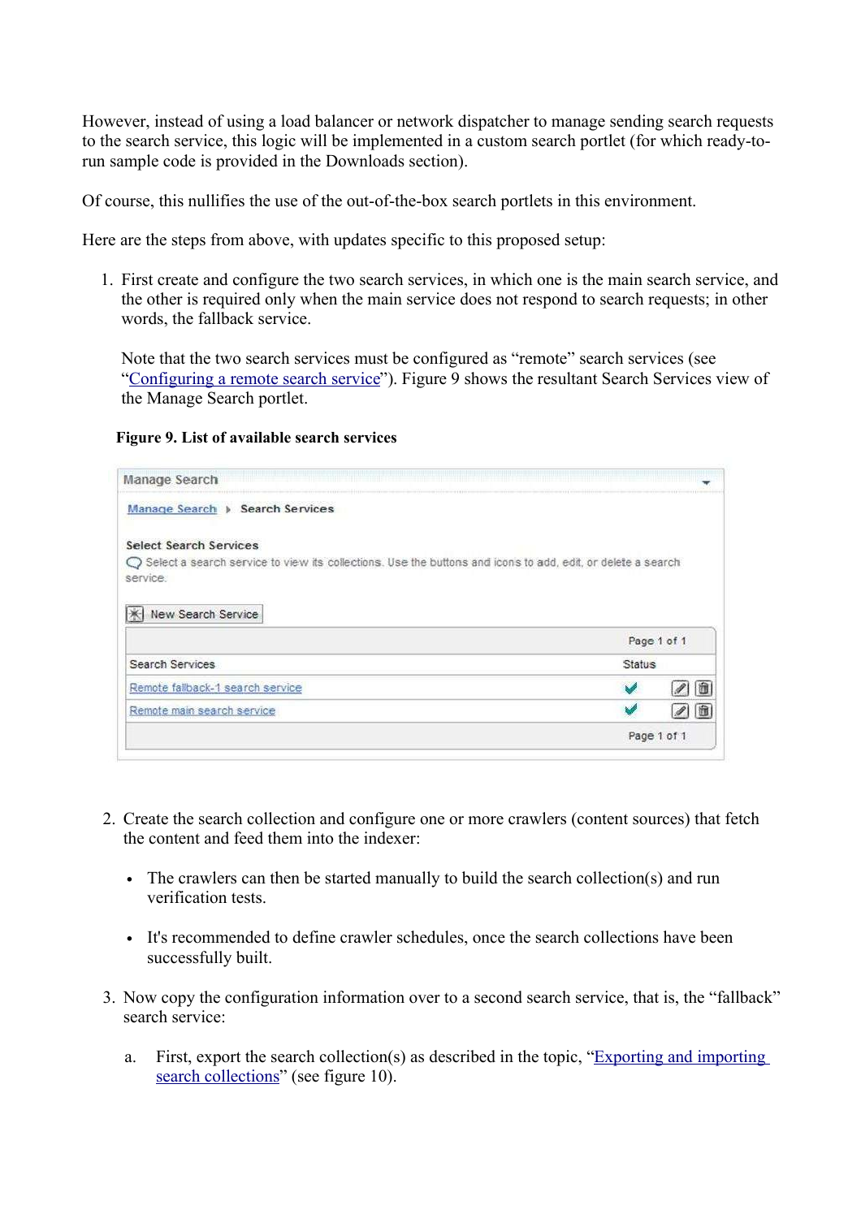However, instead of using a load balancer or network dispatcher to manage sending search requests to the search service, this logic will be implemented in a custom search portlet (for which ready-to-run sample code is provided in the Downloads section).

Of course, this nullifies the use of the out-of-the-box search portlets in this environment.

Here are the steps from above, with updates specific to this proposed setup:

1. First create and configure the two search services, in which one is the main search service, and the other is required only when the main service does not respond to search requests; in other words, the fallback service.

   Note that the two search services must be configured as "remote" search services (see "Configuring a remote search service"). Figure 9 shows the resultant Search Services view of the Manage Search portlet.

   **Figure 9. List of available search services**

2. Create the search collection and configure one or more crawlers (content sources) that fetch the content and feed them into the indexer:

   - The crawlers can then be started manually to build the search collection(s) and run verification tests.
   - It's recommended to define crawler schedules, once the search collections have been successfully built.

3. Now copy the configuration information over to a second search service, that is, the "fallback" search service:

   a. First, export the search collection(s) as described in the topic, "Exporting and importing search collections" (see figure 10).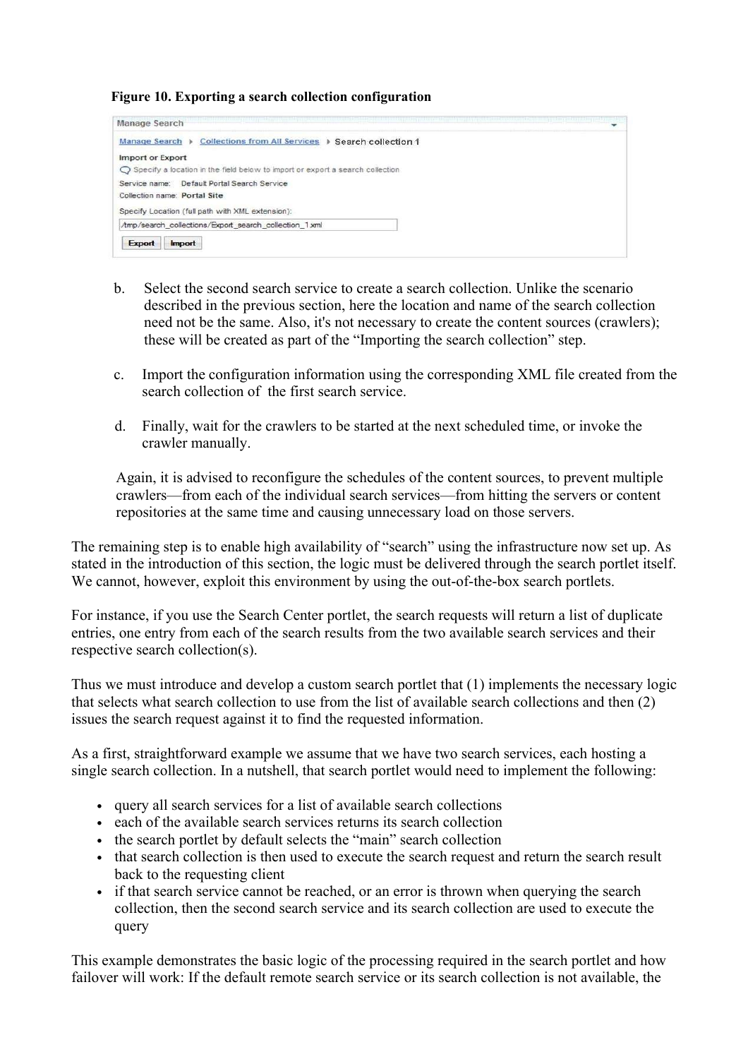**Figure 10. Exporting a search collection configuration**

Manage Search

Manage Search ▸ Collections from All Services ▸ Search collection 1

Import or Export

Specify a location in the field below to import or export a search collection

Service name: Default Portal Search Service

Collection name: Portal Site

Specify Location (full path with XML extension):

/tmp/search_collections/Export_search_collection_1.xml

Export Import

b. Select the second search service to create a search collection. Unlike the scenario described in the previous section, here the location and name of the search collection need not be the same. Also, it's not necessary to create the content sources (crawlers); these will be created as part of the "Importing the search collection" step.

c. Import the configuration information using the corresponding XML file created from the search collection of the first search service.

d. Finally, wait for the crawlers to be started at the next scheduled time, or invoke the crawler manually.

Again, it is advised to reconfigure the schedules of the content sources, to prevent multiple crawlers—from each of the individual search services—from hitting the servers or content repositories at the same time and causing unnecessary load on those servers.

The remaining step is to enable high availability of "search" using the infrastructure now set up. As stated in the introduction of this section, the logic must be delivered through the search portlet itself. We cannot, however, exploit this environment by using the out-of-the-box search portlets.

For instance, if you use the Search Center portlet, the search requests will return a list of duplicate entries, one entry from each of the search results from the two available search services and their respective search collection(s).

Thus we must introduce and develop a custom search portlet that (1) implements the necessary logic that selects what search collection to use from the list of available search collections and then (2) issues the search request against it to find the requested information.

As a first, straightforward example we assume that we have two search services, each hosting a single search collection. In a nutshell, that search portlet would need to implement the following:

- query all search services for a list of available search collections
- each of the available search services returns its search collection
- the search portlet by default selects the "main" search collection
- that search collection is then used to execute the search request and return the search result back to the requesting client
- if that search service cannot be reached, or an error is thrown when querying the search collection, then the second search service and its search collection are used to execute the query

This example demonstrates the basic logic of the processing required in the search portlet and how failover will work: If the default remote search service or its search collection is not available, the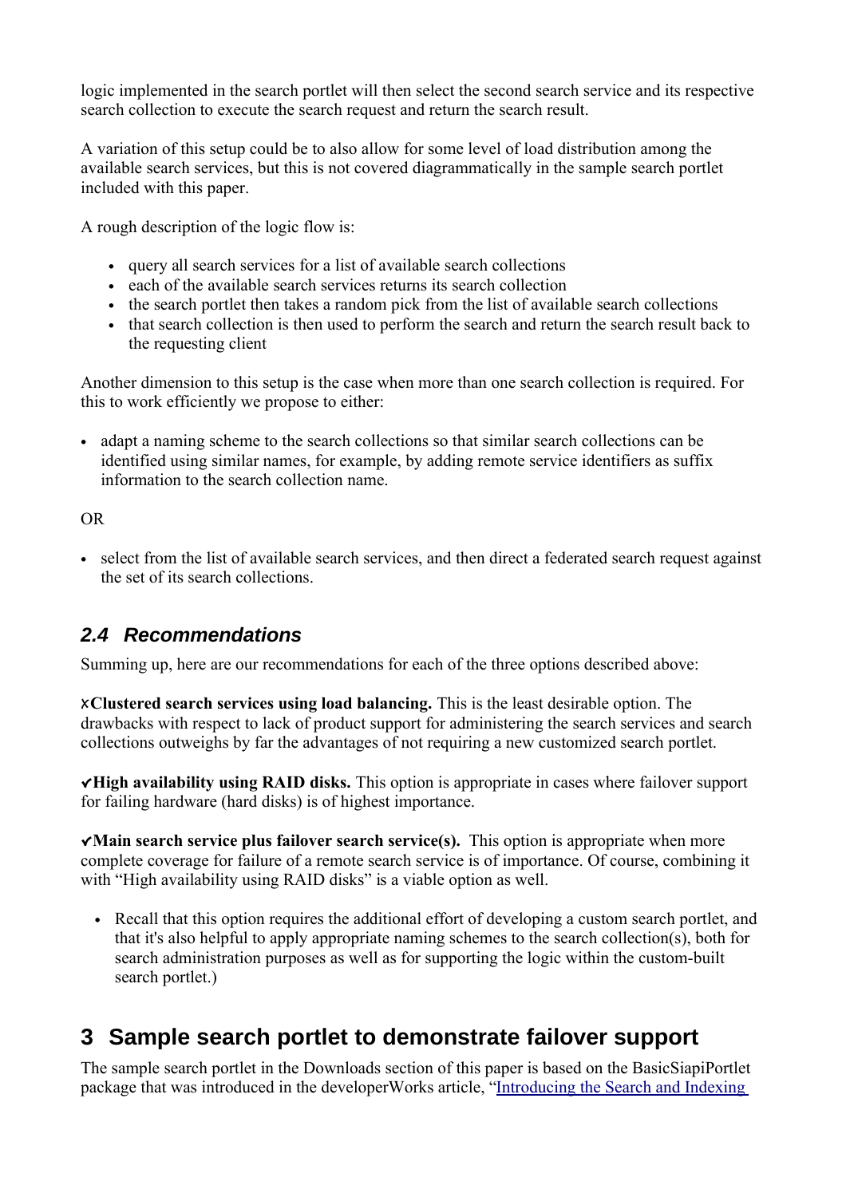logic implemented in the search portlet will then select the second search service and its respective search collection to execute the search request and return the search result.

A variation of this setup could be to also allow for some level of load distribution among the available search services, but this is not covered diagrammatically in the sample search portlet included with this paper.

A rough description of the logic flow is:

- query all search services for a list of available search collections
- each of the available search services returns its search collection
- the search portlet then takes a random pick from the list of available search collections
- that search collection is then used to perform the search and return the search result back to the requesting client

Another dimension to this setup is the case when more than one search collection is required. For this to work efficiently we propose to either:

- adapt a naming scheme to the search collections so that similar search collections can be identified using similar names, for example, by adding remote service identifiers as suffix information to the search collection name.

OR

- select from the list of available search services, and then direct a federated search request against the set of its search collections.

### *2.4 Recommendations*

Summing up, here are our recommendations for each of the three options described above:

✗**Clustered search services using load balancing.** This is the least desirable option. The drawbacks with respect to lack of product support for administering the search services and search collections outweighs by far the advantages of not requiring a new customized search portlet.

✔**High availability using RAID disks.** This option is appropriate in cases where failover support for failing hardware (hard disks) is of highest importance.

✔**Main search service plus failover search service(s).** This option is appropriate when more complete coverage for failure of a remote search service is of importance. Of course, combining it with "High availability using RAID disks" is a viable option as well.

- Recall that this option requires the additional effort of developing a custom search portlet, and that it's also helpful to apply appropriate naming schemes to the search collection(s), both for search administration purposes as well as for supporting the logic within the custom-built search portlet.)

## 3 Sample search portlet to demonstrate failover support

The sample search portlet in the Downloads section of this paper is based on the BasicSiapiPortlet package that was introduced in the developerWorks article, "Introducing the Search and Indexing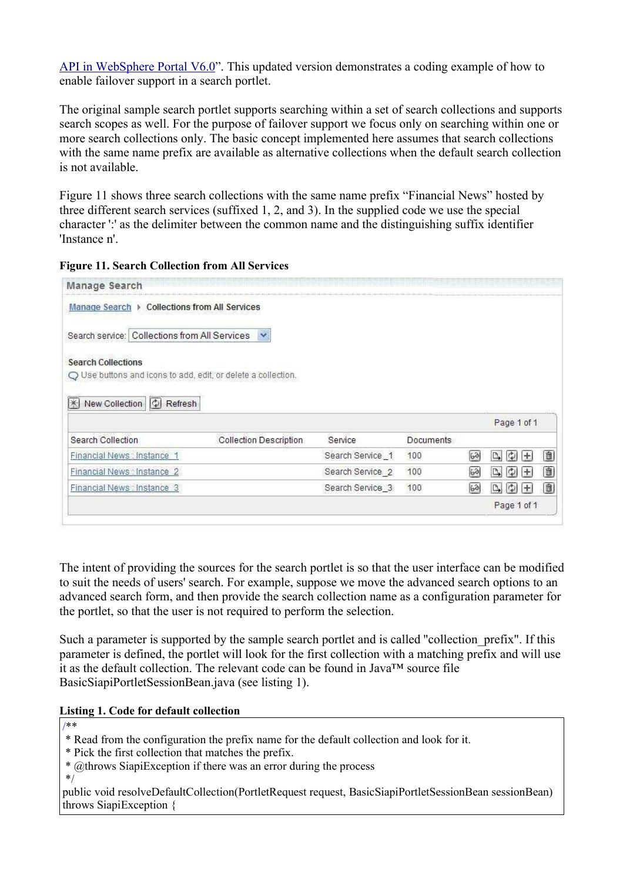API in WebSphere Portal V6.0". This updated version demonstrates a coding example of how to enable failover support in a search portlet.

The original sample search portlet supports searching within a set of search collections and supports search scopes as well. For the purpose of failover support we focus only on searching within one or more search collections only. The basic concept implemented here assumes that search collections with the same name prefix are available as alternative collections when the default search collection is not available.

Figure 11 shows three search collections with the same name prefix "Financial News" hosted by three different search services (suffixed 1, 2, and 3). In the supplied code we use the special character ':' as the delimiter between the common name and the distinguishing suffix identifier 'Instance n'.

**Figure 11. Search Collection from All Services**

Manage Search

Manage Search ▸ Collections from All Services

Search service: Collections from All Services

Search Collections

Use buttons and icons to add, edit, or delete a collection.

New Collection | Refresh

Page 1 of 1

| Search Collection | Collection Description | Service | Documents |
|---|---|---|---|
| Financial News : Instance 1 | | Search Service _1 | 100 |
| Financial News : Instance 2 | | Search Service _2 | 100 |
| Financial News : Instance 3 | | Search Service_3 | 100 |

Page 1 of 1

The intent of providing the sources for the search portlet is so that the user interface can be modified to suit the needs of users' search. For example, suppose we move the advanced search options to an advanced search form, and then provide the search collection name as a configuration parameter for the portlet, so that the user is not required to perform the selection.

Such a parameter is supported by the sample search portlet and is called "collection_prefix". If this parameter is defined, the portlet will look for the first collection with a matching prefix and will use it as the default collection. The relevant code can be found in Java™ source file BasicSiapiPortletSessionBean.java (see listing 1).

**Listing 1. Code for default collection**

```
/**
 * Read from the configuration the prefix name for the default collection and look for it.
 * Pick the first collection that matches the prefix.
 * @throws SiapiException if there was an error during the process
 */
public void resolveDefaultCollection(PortletRequest request, BasicSiapiPortletSessionBean sessionBean)
throws SiapiException {
```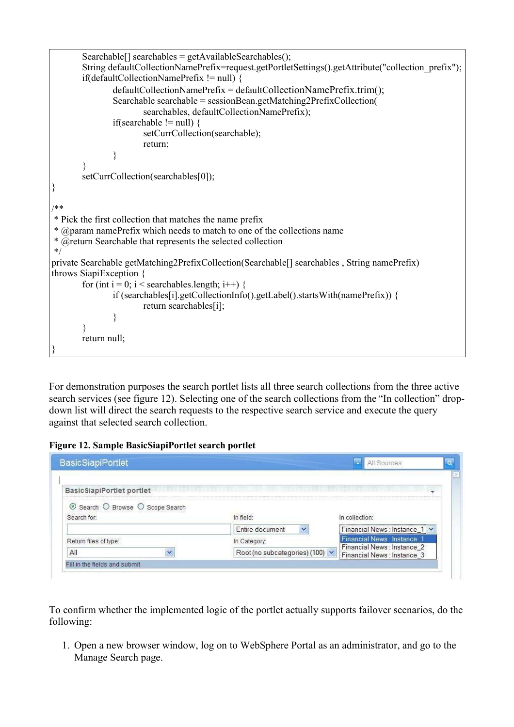```
        Searchable[] searchables = getAvailableSearchables();
        String defaultCollectionNamePrefix=request.getPortletSettings().getAttribute("collection_prefix");
        if(defaultCollectionNamePrefix != null) {
                defaultCollectionNamePrefix = defaultCollectionNamePrefix.trim();
                Searchable searchable = sessionBean.getMatching2PrefixCollection(
                        searchables, defaultCollectionNamePrefix);
                if(searchable != null) {
                        setCurrCollection(searchable);
                        return;
                }
        }
        setCurrCollection(searchables[0]);
}

/**
 * Pick the first collection that matches the name prefix
 * @param namePrefix which needs to match to one of the collections name
 * @return Searchable that represents the selected collection
 */
private Searchable getMatching2PrefixCollection(Searchable[] searchables , String namePrefix)
throws SiapiException {
        for (int i = 0; i < searchables.length; i++) {
                if (searchables[i].getCollectionInfo().getLabel().startsWith(namePrefix)) {
                        return searchables[i];
                }
        }
        return null;
}
```

For demonstration purposes the search portlet lists all three search collections from the three active search services (see figure 12). Selecting one of the search collections from the "In collection" drop-down list will direct the search requests to the respective search service and execute the query against that selected search collection.

**Figure 12. Sample BasicSiapiPortlet search portlet**

To confirm whether the implemented logic of the portlet actually supports failover scenarios, do the following:

1. Open a new browser window, log on to WebSphere Portal as an administrator, and go to the Manage Search page.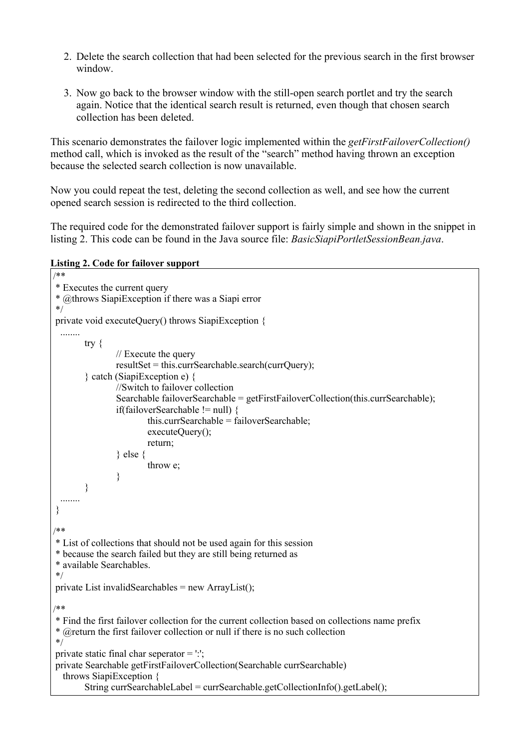2. Delete the search collection that had been selected for the previous search in the first browser window.

3. Now go back to the browser window with the still-open search portlet and try the search again. Notice that the identical search result is returned, even though that chosen search collection has been deleted.

This scenario demonstrates the failover logic implemented within the *getFirstFailoverCollection()* method call, which is invoked as the result of the "search" method having thrown an exception because the selected search collection is now unavailable.

Now you could repeat the test, deleting the second collection as well, and see how the current opened search session is redirected to the third collection.

The required code for the demonstrated failover support is fairly simple and shown in the snippet in listing 2. This code can be found in the Java source file: *BasicSiapiPortletSessionBean.java*.

**Listing 2. Code for failover support**

```
/**
 * Executes the current query
 * @throws SiapiException if there was a Siapi error
 */
 private void executeQuery() throws SiapiException {
  ........
        try {
                // Execute the query
                resultSet = this.currSearchable.search(currQuery);
        } catch (SiapiException e) {
                //Switch to failover collection
                Searchable failoverSearchable = getFirstFailoverCollection(this.currSearchable);
                if(failoverSearchable != null) {
                        this.currSearchable = failoverSearchable;
                        executeQuery();
                        return;
                } else {
                        throw e;
                }
        }
  ........
 }

/**
 * List of collections that should not be used again for this session
 * because the search failed but they are still being returned as
 * available Searchables.
 */
 private List invalidSearchables = new ArrayList();

/**
 * Find the first failover collection for the current collection based on collections name prefix
 * @return the first failover collection or null if there is no such collection
 */
 private static final char seperator = ':';
 private Searchable getFirstFailoverCollection(Searchable currSearchable)
   throws SiapiException {
        String currSearchableLabel = currSearchable.getCollectionInfo().getLabel();
```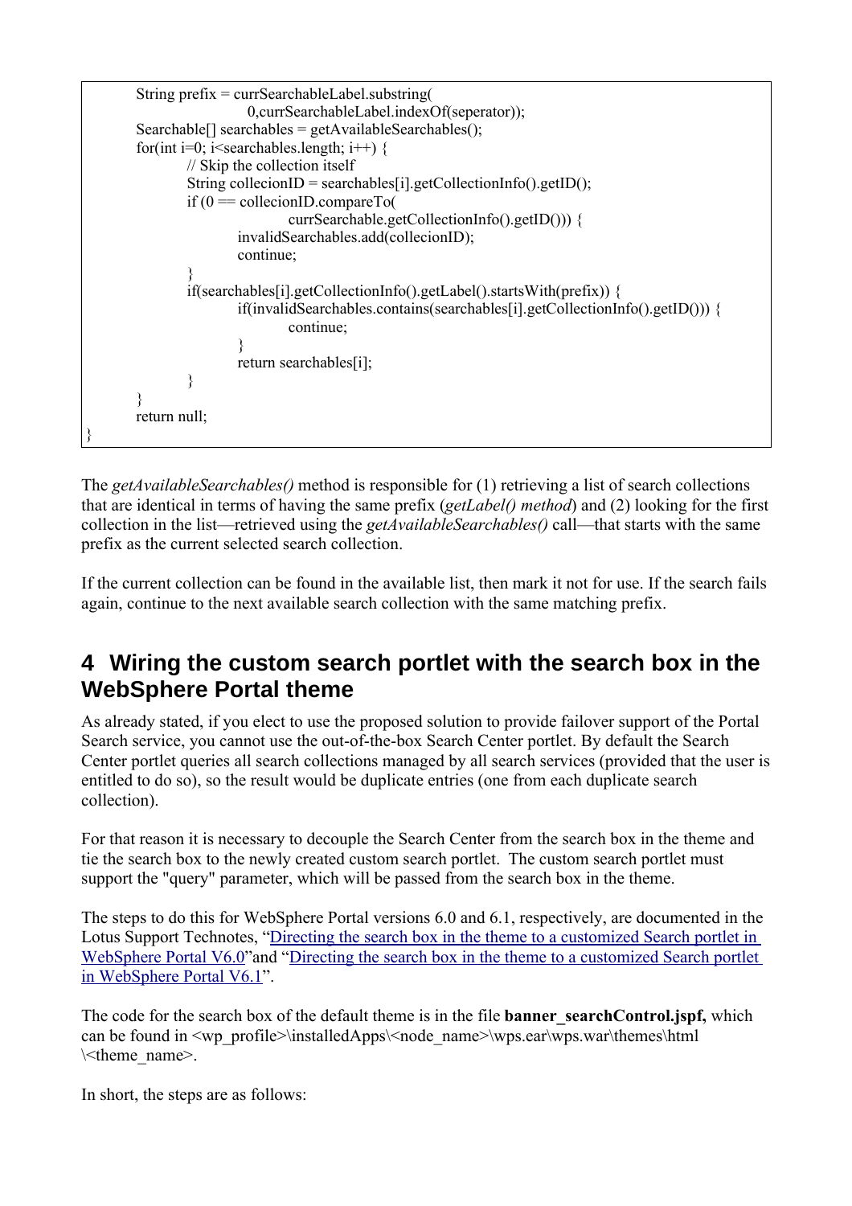```
        String prefix = currSearchableLabel.substring(
                        0,currSearchableLabel.indexOf(seperator));
        Searchable[] searchables = getAvailableSearchables();
        for(int i=0; i<searchables.length; i++) {
                // Skip the collection itself
                String collecionID = searchables[i].getCollectionInfo().getID();
                if (0 == collecionID.compareTo(
                                currSearchable.getCollectionInfo().getID())) {
                        invalidSearchables.add(collecionID);
                        continue;
                }
                if(searchables[i].getCollectionInfo().getLabel().startsWith(prefix)) {
                        if(invalidSearchables.contains(searchables[i].getCollectionInfo().getID())) {
                                continue;
                        }
                        return searchables[i];
                }
        }
        return null;
}
```

The *getAvailableSearchables()* method is responsible for (1) retrieving a list of search collections that are identical in terms of having the same prefix (*getLabel() method*) and (2) looking for the first collection in the list—retrieved using the *getAvailableSearchables()* call—that starts with the same prefix as the current selected search collection.

If the current collection can be found in the available list, then mark it not for use. If the search fails again, continue to the next available search collection with the same matching prefix.

# 4 Wiring the custom search portlet with the search box in the WebSphere Portal theme

As already stated, if you elect to use the proposed solution to provide failover support of the Portal Search service, you cannot use the out-of-the-box Search Center portlet. By default the Search Center portlet queries all search collections managed by all search services (provided that the user is entitled to do so), so the result would be duplicate entries (one from each duplicate search collection).

For that reason it is necessary to decouple the Search Center from the search box in the theme and tie the search box to the newly created custom search portlet. The custom search portlet must support the "query" parameter, which will be passed from the search box in the theme.

The steps to do this for WebSphere Portal versions 6.0 and 6.1, respectively, are documented in the Lotus Support Technotes, "Directing the search box in the theme to a customized Search portlet in WebSphere Portal V6.0"and "Directing the search box in the theme to a customized Search portlet in WebSphere Portal V6.1".

The code for the search box of the default theme is in the file **banner_searchControl.jspf,** which can be found in <wp_profile>\installedApps\<node_name>\wps.ear\wps.war\themes\html \<theme_name>.

In short, the steps are as follows: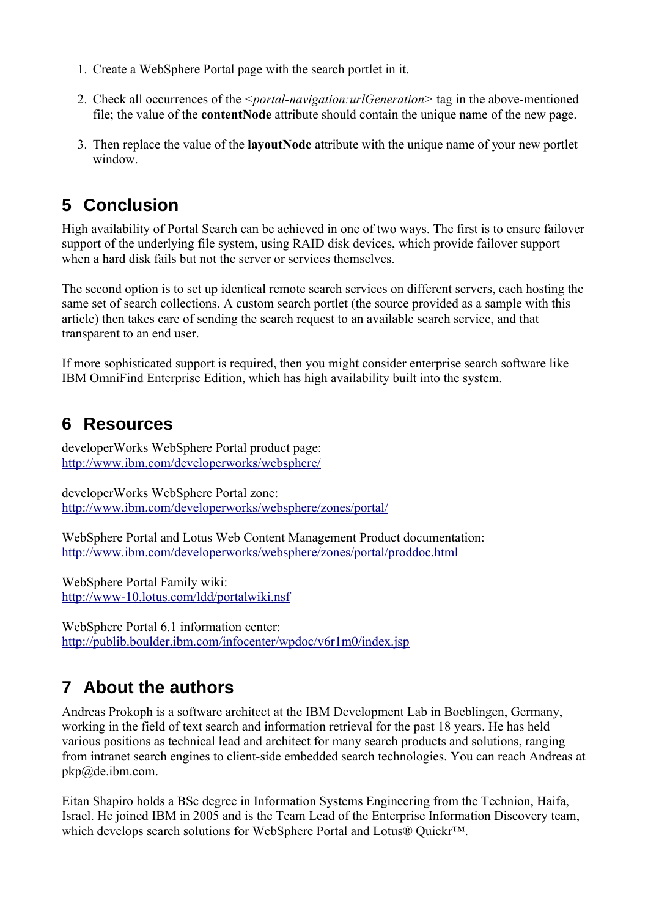1. Create a WebSphere Portal page with the search portlet in it.

2. Check all occurrences of the <*portal-navigation:urlGeneration*> tag in the above-mentioned file; the value of the **contentNode** attribute should contain the unique name of the new page.

3. Then replace the value of the **layoutNode** attribute with the unique name of your new portlet window.

# 5 Conclusion

High availability of Portal Search can be achieved in one of two ways. The first is to ensure failover support of the underlying file system, using RAID disk devices, which provide failover support when a hard disk fails but not the server or services themselves.

The second option is to set up identical remote search services on different servers, each hosting the same set of search collections. A custom search portlet (the source provided as a sample with this article) then takes care of sending the search request to an available search service, and that transparent to an end user.

If more sophisticated support is required, then you might consider enterprise search software like IBM OmniFind Enterprise Edition, which has high availability built into the system.

# 6 Resources

developerWorks WebSphere Portal product page:
[http://www.ibm.com/developerworks/websphere/](http://www.ibm.com/developerworks/websphere/)

developerWorks WebSphere Portal zone:
[http://www.ibm.com/developerworks/websphere/zones/portal/](http://www.ibm.com/developerworks/websphere/zones/portal/)

WebSphere Portal and Lotus Web Content Management Product documentation:
[http://www.ibm.com/developerworks/websphere/zones/portal/proddoc.html](http://www.ibm.com/developerworks/websphere/zones/portal/proddoc.html)

WebSphere Portal Family wiki:
[http://www-10.lotus.com/ldd/portalwiki.nsf](http://www-10.lotus.com/ldd/portalwiki.nsf)

WebSphere Portal 6.1 information center:
[http://publib.boulder.ibm.com/infocenter/wpdoc/v6r1m0/index.jsp](http://publib.boulder.ibm.com/infocenter/wpdoc/v6r1m0/index.jsp)

# 7 About the authors

Andreas Prokoph is a software architect at the IBM Development Lab in Boeblingen, Germany, working in the field of text search and information retrieval for the past 18 years. He has held various positions as technical lead and architect for many search products and solutions, ranging from intranet search engines to client-side embedded search technologies. You can reach Andreas at pkp@de.ibm.com.

Eitan Shapiro holds a BSc degree in Information Systems Engineering from the Technion, Haifa, Israel. He joined IBM in 2005 and is the Team Lead of the Enterprise Information Discovery team, which develops search solutions for WebSphere Portal and Lotus® Quickr™.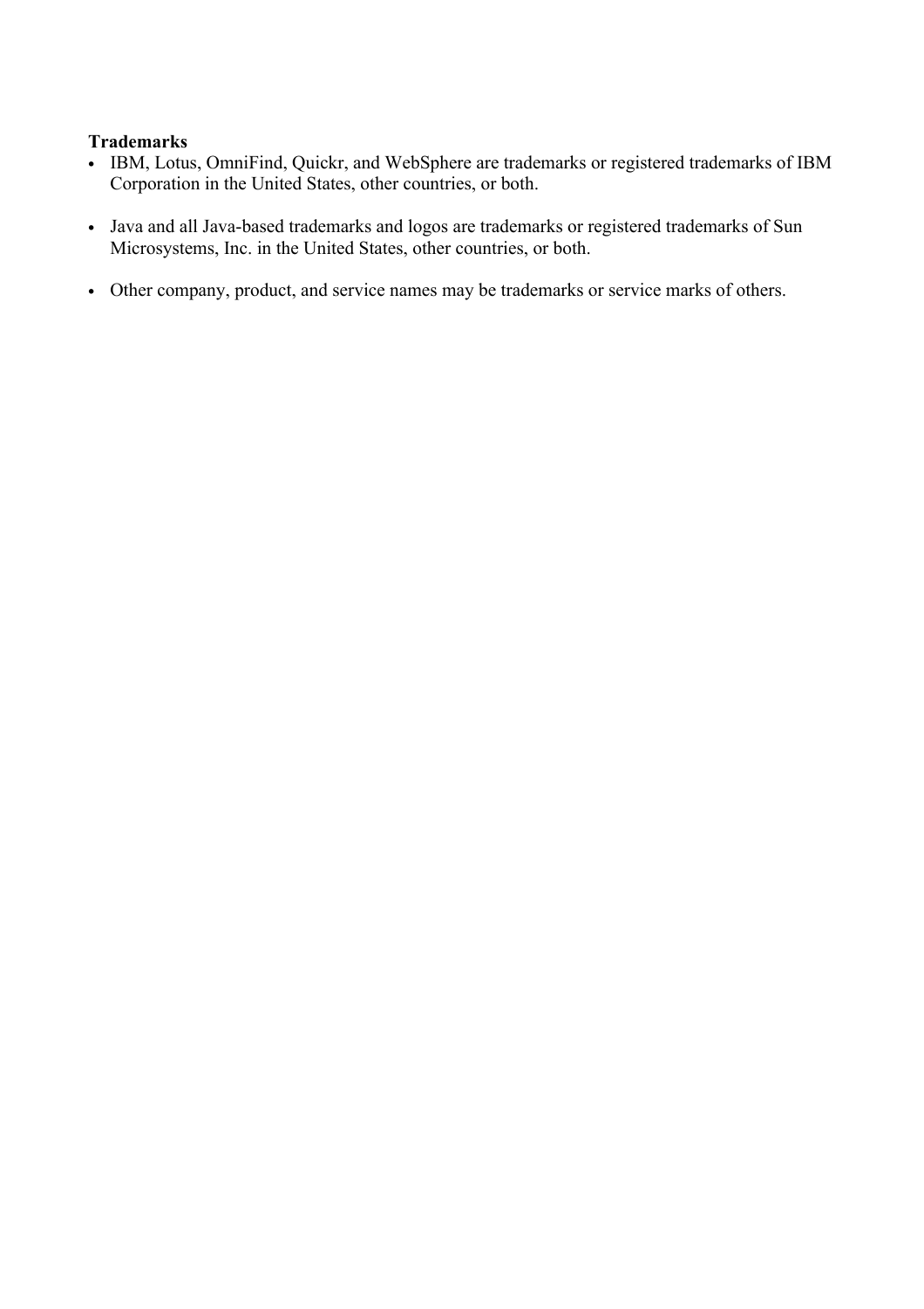**Trademarks**

- IBM, Lotus, OmniFind, Quickr, and WebSphere are trademarks or registered trademarks of IBM Corporation in the United States, other countries, or both.
- Java and all Java-based trademarks and logos are trademarks or registered trademarks of Sun Microsystems, Inc. in the United States, other countries, or both.
- Other company, product, and service names may be trademarks or service marks of others.